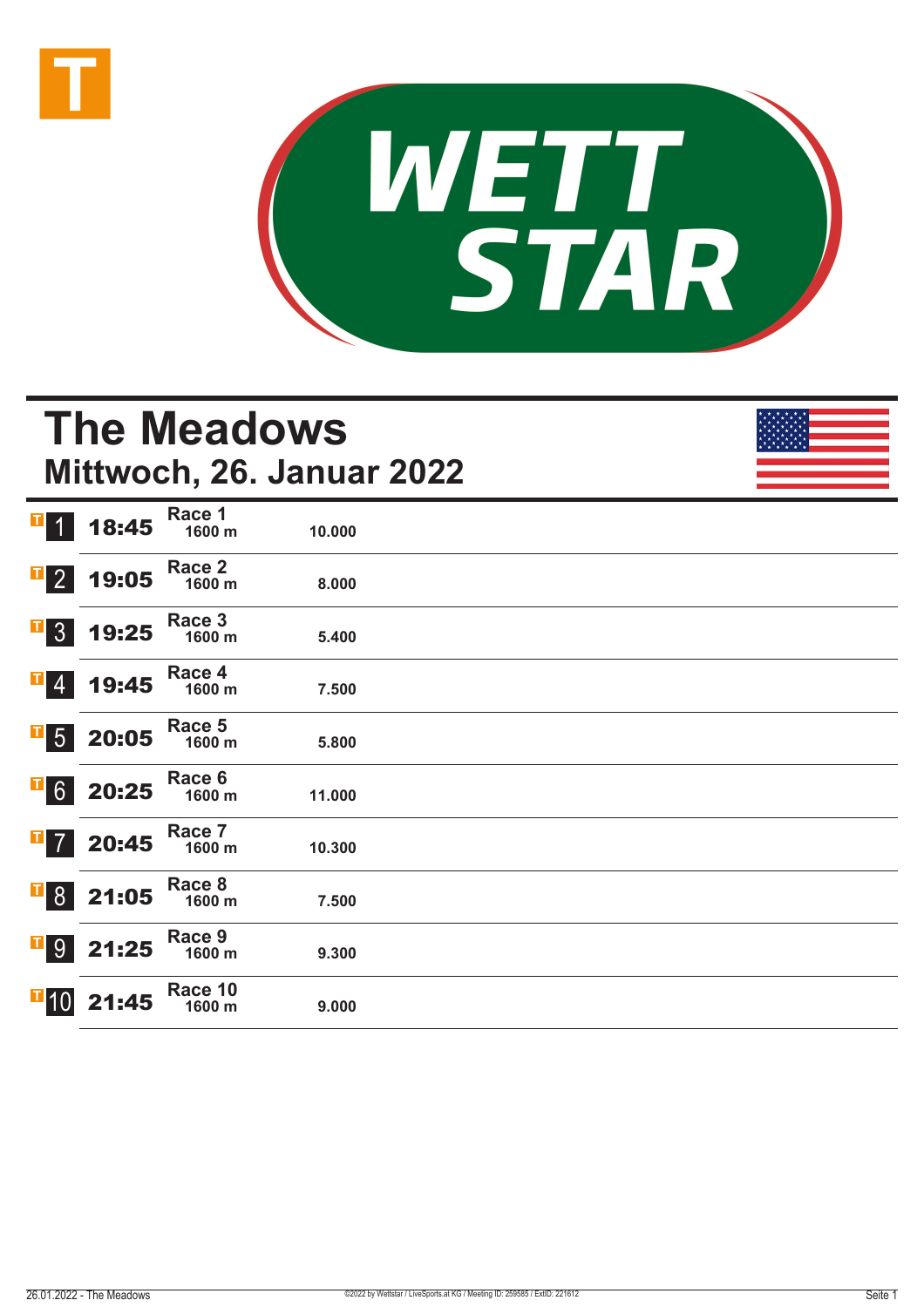# The Meadows

## Mittwoch, 26. Januar 2022

| | Zeit | Rennen | Distanz | Preisgeld |
|---|---|---|---|---|
| 1 | 18:45 | Race 1 | 1600 m | 10.000 |
| 2 | 19:05 | Race 2 | 1600 m | 8.000 |
| 3 | 19:25 | Race 3 | 1600 m | 5.400 |
| 4 | 19:45 | Race 4 | 1600 m | 7.500 |
| 5 | 20:05 | Race 5 | 1600 m | 5.800 |
| 6 | 20:25 | Race 6 | 1600 m | 11.000 |
| 7 | 20:45 | Race 7 | 1600 m | 10.300 |
| 8 | 21:05 | Race 8 | 1600 m | 7.500 |
| 9 | 21:25 | Race 9 | 1600 m | 9.300 |
| 10 | 21:45 | Race 10 | 1600 m | 9.000 |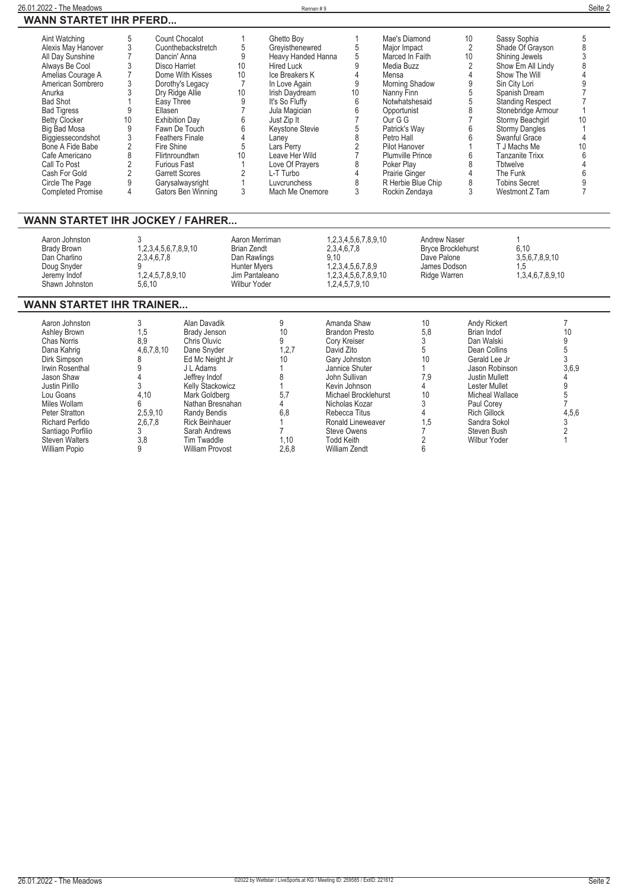## WANN STARTET IHR PFERD...

| Pferd | Rennen | Pferd | Rennen | Pferd | Rennen | Pferd | Rennen | Pferd | Rennen |
|---|---|---|---|---|---|---|---|---|---|
| Aint Watching | 5 | Count Chocalot | 1 | Ghetto Boy | 1 | Mae's Diamond | 10 | Sassy Sophia | 5 |
| Alexis May Hanover | 3 | Cuonthebackstretch | 5 | Greyisthenewred | 5 | Major Impact | 2 | Shade Of Grayson | 8 |
| All Day Sunshine | 7 | Dancin' Anna | 9 | Heavy Handed Hanna | 5 | Marced In Faith | 10 | Shining Jewels | 3 |
| Always Be Cool | 3 | Disco Harriet | 10 | Hired Luck | 9 | Media Buzz | 2 | Show Em All Lindy | 8 |
| Amelias Courage A | 7 | Dome With Kisses | 10 | Ice Breakers K | 4 | Mensa | 4 | Show The Will | 4 |
| American Sombrero | 3 | Dorothy's Legacy | 7 | In Love Again | 9 | Morning Shadow | 9 | Sin City Lori | 9 |
| Anurka | 3 | Dry Ridge Allie | 10 | Irish Daydream | 10 | Nanny Finn | 5 | Spanish Dream | 7 |
| Bad Shot | 1 | Easy Three | 9 | It's So Fluffy | 6 | Notwhatshesaid | 5 | Standing Respect | 7 |
| Bad Tigress | 9 | Ellasen | 7 | Jula Magician | 6 | Opportunist | 8 | Stonebridge Armour | 1 |
| Betty Clocker | 10 | Exhibition Day | 6 | Just Zip It | 7 | Our G G | 7 | Stormy Beachgirl | 10 |
| Big Bad Mosa | 9 | Fawn De Touch | 6 | Keystone Stevie | 5 | Patrick's Way | 6 | Stormy Dangles | 1 |
| Biggiessecondshot | 3 | Feathers Finale | 4 | Laney | 8 | Petro Hall | 6 | Swanful Grace | 4 |
| Bone A Fide Babe | 2 | Fire Shine | 5 | Lars Perry | 2 | Pilot Hanover | 1 | T J Machs Me | 10 |
| Cafe Americano | 8 | Flirtnroundtwn | 10 | Leave Her Wild | 7 | Plumville Prince | 6 | Tanzanite Trixx | 6 |
| Call To Post | 2 | Furious Fast | 1 | Love Of Prayers | 8 | Poker Play | 8 | Tbtwelve | 4 |
| Cash For Gold | 2 | Garrett Scores | 2 | L-T Turbo | 4 | Prairie Ginger | 4 | The Funk | 6 |
| Circle The Page | 9 | Garysalwaysright | 1 | Luvcrunchess | 8 | R Herbie Blue Chip | 8 | Tobins Secret | 9 |
| Completed Promise | 4 | Gators Ben Winning | 3 | Mach Me Onemore | 3 | Rockin Zendaya | 3 | Westmont Z Tam | 7 |

## WANN STARTET IHR JOCKEY / FAHRER...

| Fahrer | Rennen | Fahrer | Rennen | Fahrer | Rennen |
|---|---|---|---|---|---|
| Aaron Johnston | 3 | Aaron Merriman | 1,2,3,4,5,6,7,8,9,10 | Andrew Naser | 1 |
| Brady Brown | 1,2,3,4,5,6,7,8,9,10 | Brian Zendt | 2,3,4,6,7,8 | Bryce Brocklehurst | 6,10 |
| Dan Charlino | 2,3,4,6,7,8 | Dan Rawlings | 9,10 | Dave Palone | 3,5,6,7,8,9,10 |
| Doug Snyder | 9 | Hunter Myers | 1,2,3,4,5,6,7,8,9 | James Dodson | 1,5 |
| Jeremy Indof | 1,2,4,5,7,8,9,10 | Jim Pantaleano | 1,2,3,4,5,6,7,8,9,10 | Ridge Warren | 1,3,4,6,7,8,9,10 |
| Shawn Johnston | 5,6,10 | Wilbur Yoder | 1,2,4,5,7,9,10 | | |

## WANN STARTET IHR TRAINER...

| Trainer | Rennen | Trainer | Rennen | Trainer | Rennen | Trainer | Rennen |
|---|---|---|---|---|---|---|---|
| Aaron Johnston | 3 | Alan Davadik | 9 | Amanda Shaw | 10 | Andy Rickert | 7 |
| Ashley Brown | 1,5 | Brady Jenson | 10 | Brandon Presto | 5,8 | Brian Indof | 10 |
| Chas Norris | 8,9 | Chris Oluvic | 9 | Cory Kreiser | 3 | Dan Walski | 9 |
| Dana Kahrig | 4,6,7,8,10 | Dane Snyder | 1,2,7 | David Zito | 5 | Dean Collins | 5 |
| Dirk Simpson | 8 | Ed Mc Neight Jr | 10 | Gary Johnston | 10 | Gerald Lee Jr | 3 |
| Irwin Rosenthal | 9 | J L Adams | 1 | Jannice Shuter | 1 | Jason Robinson | 3,6,9 |
| Jason Shaw | 4 | Jeffrey Indof | 8 | John Sullivan | 7,9 | Justin Mullett | 4 |
| Justin Pirillo | 3 | Kelly Stackowicz | 1 | Kevin Johnson | 4 | Lester Mullet | 9 |
| Lou Goans | 4,10 | Mark Goldberg | 5,7 | Michael Brocklehurst | 10 | Micheal Wallace | 5 |
| Miles Wollam | 6 | Nathan Bresnahan | 4 | Nicholas Kozar | 3 | Paul Corey | 7 |
| Peter Stratton | 2,5,9,10 | Randy Bendis | 6,8 | Rebecca Titus | 4 | Rich Gillock | 4,5,6 |
| Richard Perfido | 2,6,7,8 | Rick Beinhauer | 1 | Ronald Lineweaver | 1,5 | Sandra Sokol | 3 |
| Santiago Porfilio | 3 | Sarah Andrews | 7 | Steve Owens | 7 | Steven Bush | 2 |
| Steven Walters | 3,8 | Tim Twaddle | 1,10 | Todd Keith | 2 | Wilbur Yoder | 1 |
| William Popio | 9 | William Provost | 2,6,8 | William Zendt | 6 | | |

©2022 by Wettstar / LiveSports.at KG / Meeting ID: 259585 / ExtID: 221612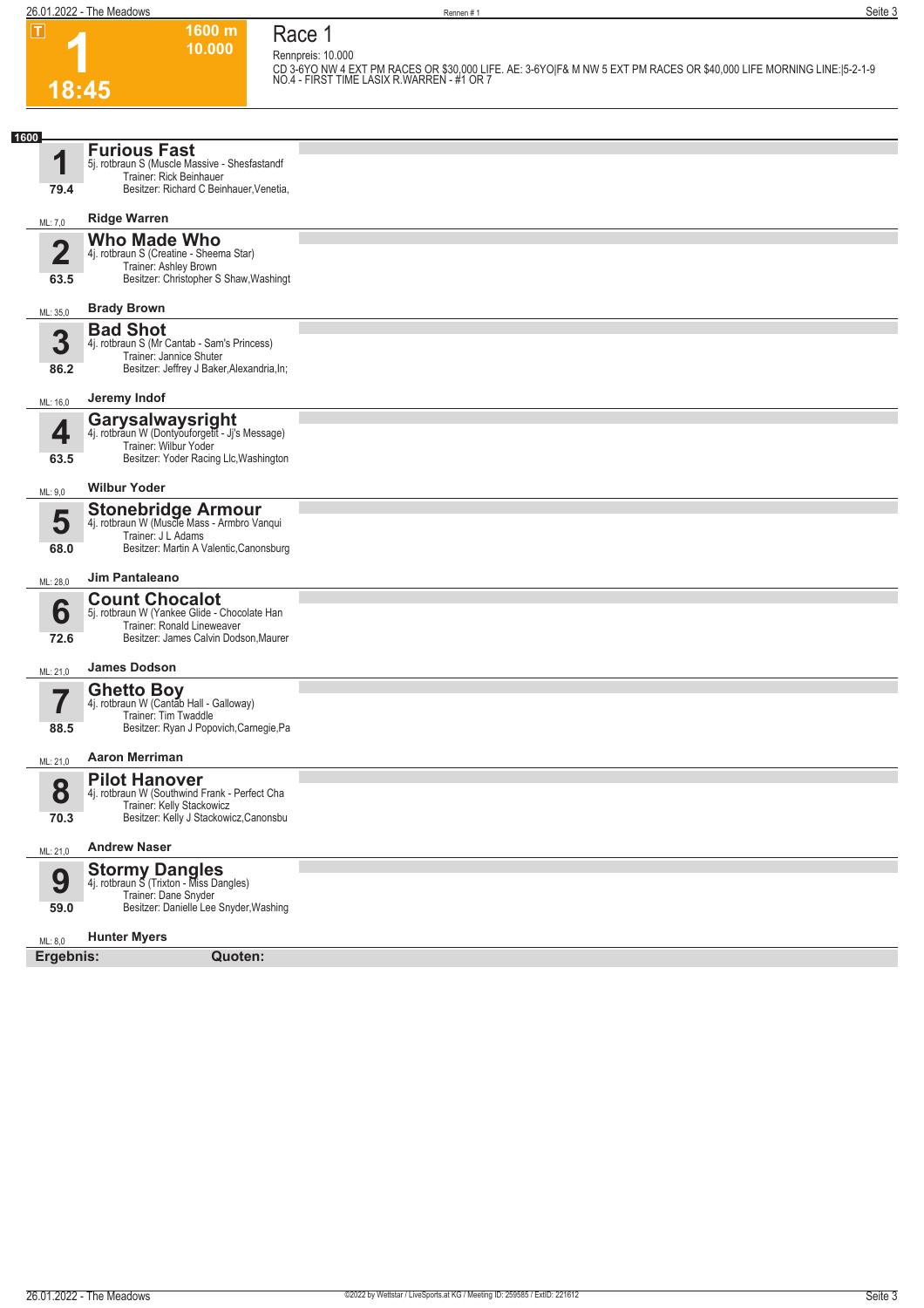**1** — 18:45 — 1600 m — 10.000

# Race 1

Rennpreis: 10.000

CD 3-6YO NW 4 EXT PM RACES OR $30,000 LIFE. AE: 3-6YO|F& M NW 5 EXT PM RACES OR $40,000 LIFE MORNING LINE:|5-2-1-9 NO.4 - FIRST TIME LASIX R.WARREN - #1 OR 7

**1600**

| Nr. | Pferd | ML |
|---|---|---|
| **1** (79.4) | **Furious Fast**<br>5j. rotbraun S (Muscle Massive - Shesfastandf<br>Trainer: Rick Beinhauer<br>Besitzer: Richard C Beinhauer,Venetia,<br>**Ridge Warren** | ML: 7,0 |
| **2** (63.5) | **Who Made Who**<br>4j. rotbraun S (Creatine - Sheema Star)<br>Trainer: Ashley Brown<br>Besitzer: Christopher S Shaw,Washingt<br>**Brady Brown** | ML: 35,0 |
| **3** (86.2) | **Bad Shot**<br>4j. rotbraun S (Mr Cantab - Sam's Princess)<br>Trainer: Jannice Shuter<br>Besitzer: Jeffrey J Baker,Alexandria,In;<br>**Jeremy Indof** | ML: 16,0 |
| **4** (63.5) | **Garysalwaysright**<br>4j. rotbraun W (Dontyouforgetit - Jj's Message)<br>Trainer: Wilbur Yoder<br>Besitzer: Yoder Racing Llc,Washington<br>**Wilbur Yoder** | ML: 9,0 |
| **5** (68.0) | **Stonebridge Armour**<br>4j. rotbraun W (Muscle Mass - Armbro Vanqui<br>Trainer: J L Adams<br>Besitzer: Martin A Valentic,Canonsburg<br>**Jim Pantaleano** | ML: 28,0 |
| **6** (72.6) | **Count Chocalot**<br>5j. rotbraun W (Yankee Glide - Chocolate Han<br>Trainer: Ronald Lineweaver<br>Besitzer: James Calvin Dodson,Maurer<br>**James Dodson** | ML: 21,0 |
| **7** (88.5) | **Ghetto Boy**<br>4j. rotbraun W (Cantab Hall - Galloway)<br>Trainer: Tim Twaddle<br>Besitzer: Ryan J Popovich,Carnegie,Pa<br>**Aaron Merriman** | ML: 21,0 |
| **8** (70.3) | **Pilot Hanover**<br>4j. rotbraun W (Southwind Frank - Perfect Cha<br>Trainer: Kelly Stackowicz<br>Besitzer: Kelly J Stackowicz,Canonsbu<br>**Andrew Naser** | ML: 21,0 |
| **9** (59.0) | **Stormy Dangles**<br>4j. rotbraun S (Trixton - Miss Dangles)<br>Trainer: Dane Snyder<br>Besitzer: Danielle Lee Snyder,Washing<br>**Hunter Myers** | ML: 8,0 |

**Ergebnis:** **Quoten:**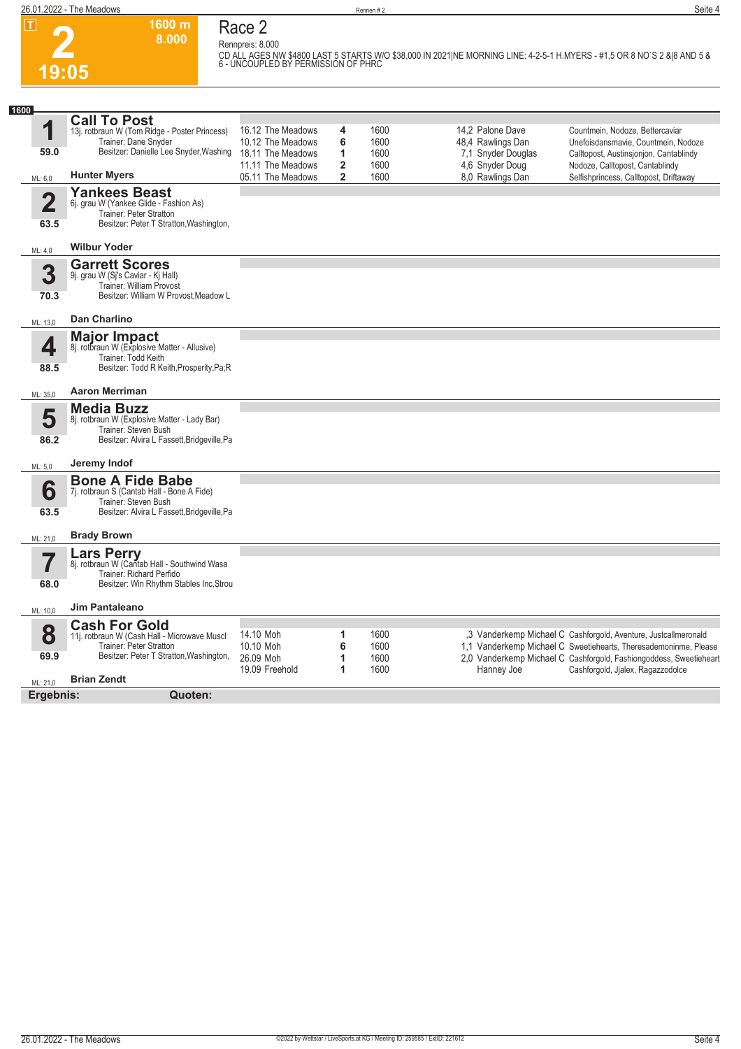# Race 2

**2** | **19:05** | **1600 m** | **8.000**

Rennpreis: 8.000

CD ALL AGES NW $4800 LAST 5 STARTS W/O $38,000 IN 2021|NE MORNING LINE: 4-2-5-1 H.MYERS - #1,5 OR 8 NO`S 2 &|8 AND 5 & 6 - UNCOUPLED BY PERMISSION OF PHRC

**1600**

## 1 Call To Post
13j. rotbraun W (Tom Ridge - Poster Princess)
Trainer: Dane Snyder
Besitzer: Danielle Lee Snyder,Washing
59.0
ML: 6,0
**Hunter Myers**

| Datum | Bahn | Platz | Distanz | Quote / Fahrer | Einlauf |
|---|---|---|---|---|---|
| 16.12 | The Meadows | 4 | 1600 | 14,2 Palone Dave | Countmein, Nodoze, Bettercaviar |
| 10.12 | The Meadows | 6 | 1600 | 48,4 Rawlings Dan | Unefoisdansmavie, Countmein, Nodoze |
| 18.11 | The Meadows | 1 | 1600 | 7,1 Snyder Douglas | Calltopost, Austinsjonjon, Cantablindy |
| 11.11 | The Meadows | 2 | 1600 | 4,6 Snyder Doug | Nodoze, Calltopost, Cantablindy |
| 05.11 | The Meadows | 2 | 1600 | 8,0 Rawlings Dan | Selfishprincess, Calltopost, Driftaway |

## 2 Yankees Beast
6j. grau W (Yankee Glide - Fashion As)
Trainer: Peter Stratton
Besitzer: Peter T Stratton,Washington,
63.5
ML: 4,0
**Wilbur Yoder**

## 3 Garrett Scores
9j. grau W (Sj's Caviar - Kj Hall)
Trainer: William Provost
Besitzer: William W Provost,Meadow L
70.3
ML: 13,0
**Dan Charlino**

## 4 Major Impact
8j. rotbraun W (Explosive Matter - Allusive)
Trainer: Todd Keith
Besitzer: Todd R Keith,Prosperity,Pa;R
88.5
ML: 35,0
**Aaron Merriman**

## 5 Media Buzz
8j. rotbraun W (Explosive Matter - Lady Bar)
Trainer: Steven Bush
Besitzer: Alvira L Fassett,Bridgeville,Pa
86.2
ML: 5,0
**Jeremy Indof**

## 6 Bone A Fide Babe
7j. rotbraun S (Cantab Hall - Bone A Fide)
Trainer: Steven Bush
Besitzer: Alvira L Fassett,Bridgeville,Pa
63.5
ML: 21,0
**Brady Brown**

## 7 Lars Perry
8j. rotbraun W (Cantab Hall - Southwind Wasa
Trainer: Richard Perfido
Besitzer: Win Rhythm Stables Inc,Strou
68.0
ML: 10,0
**Jim Pantaleano**

## 8 Cash For Gold
11j. rotbraun W (Cash Hall - Microwave Muscl
Trainer: Peter Stratton
Besitzer: Peter T Stratton,Washington,
69.9
ML: 21,0
**Brian Zendt**

| Datum | Bahn | Platz | Distanz | Quote / Fahrer | Einlauf |
|---|---|---|---|---|---|
| 14.10 | Moh | 1 | 1600 | ,3 Vanderkemp Michael C | Cashforgold, Aventure, Justcallmeronald |
| 10.10 | Moh | 6 | 1600 | 1,1 Vanderkemp Michael C | Sweetiehearts, Theresademoninme, Please |
| 26.09 | Moh | 1 | 1600 | 2,0 Vanderkemp Michael C | Cashforgold, Fashiongoddess, Sweetieheart |
| 19.09 | Freehold | 1 | 1600 | Hanney Joe | Cashforgold, Jjalex, Ragazzodolce |

**Ergebnis:** **Quoten:**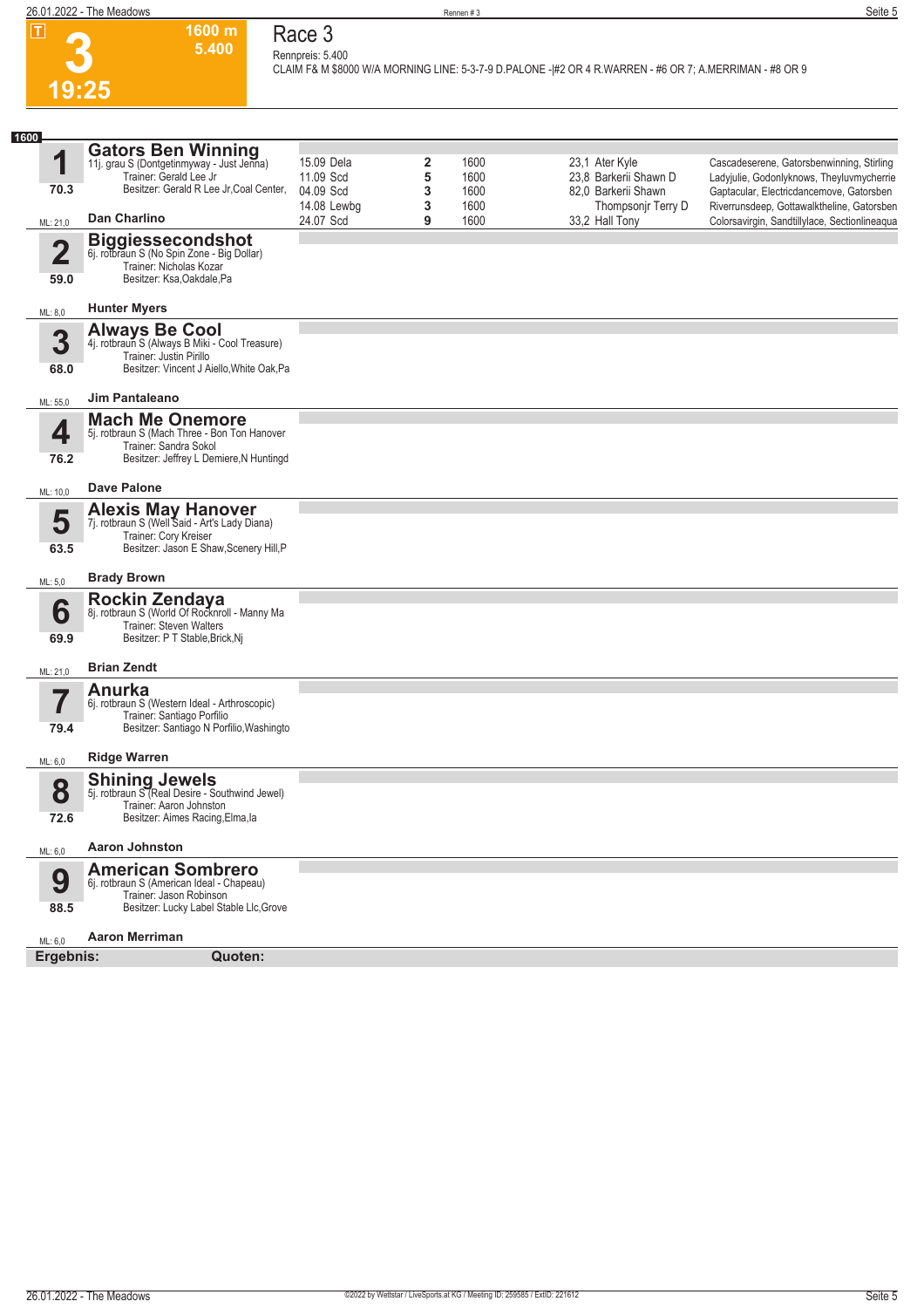# Race 3

**3** — 19:25 — 1600 m — 5.400

Rennpreis: 5.400

CLAIM F& M $8000 W/A MORNING LINE: 5-3-7-9 D.PALONE -|#2 OR 4 R.WARREN - #6 OR 7; A.MERRIMAN - #8 OR 9

**1600**

## 1 Gators Ben Winning
11j. grau S (Dontgetinmyway - Just Jenna)
Trainer: Gerald Lee Jr
Besitzer: Gerald R Lee Jr,Coal Center,
70.3
ML: 21,0 — **Dan Charlino**

| Datum | Platz | Distanz | Quote / Fahrer | Einlauf |
|---|---|---|---|---|
| 15.09 Dela | 2 | 1600 | 23,1 Ater Kyle | Cascadeserene, Gatorsbenwinning, Stirling |
| 11.09 Scd | 5 | 1600 | 23,8 Barkerii Shawn D | Ladyjulie, Godonlyknows, Theyluvmycherrie |
| 04.09 Scd | 3 | 1600 | 82,0 Barkerii Shawn | Gaptacular, Electricdancemove, Gatorsben |
| 14.08 Lewbg | 3 | 1600 | Thompsonjr Terry D | Riverrunsdeep, Gottawalktheline, Gatorsben |
| 24.07 Scd | 9 | 1600 | 33,2 Hall Tony | Colorsavirgin, Sandtillylace, Sectionlineaqua |

## 2 Biggiessecondshot
6j. rotbraun S (No Spin Zone - Big Dollar)
Trainer: Nicholas Kozar
Besitzer: Ksa,Oakdale,Pa
59.0
ML: 8,0 — **Hunter Myers**

## 3 Always Be Cool
4j. rotbraun S (Always B Miki - Cool Treasure)
Trainer: Justin Pirillo
Besitzer: Vincent J Aiello,White Oak,Pa
68.0
ML: 55,0 — **Jim Pantaleano**

## 4 Mach Me Onemore
5j. rotbraun S (Mach Three - Bon Ton Hanover
Trainer: Sandra Sokol
Besitzer: Jeffrey L Demiere,N Huntingd
76.2
ML: 10,0 — **Dave Palone**

## 5 Alexis May Hanover
7j. rotbraun S (Well Said - Art's Lady Diana)
Trainer: Cory Kreiser
Besitzer: Jason E Shaw,Scenery Hill,P
63.5
ML: 5,0 — **Brady Brown**

## 6 Rockin Zendaya
8j. rotbraun S (World Of Rocknroll - Manny Ma
Trainer: Steven Walters
Besitzer: P T Stable,Brick,Nj
69.9
ML: 21,0 — **Brian Zendt**

## 7 Anurka
6j. rotbraun S (Western Ideal - Arthroscopic)
Trainer: Santiago Porfilio
Besitzer: Santiago N Porfilio,Washingto
79.4
ML: 6,0 — **Ridge Warren**

## 8 Shining Jewels
5j. rotbraun S (Real Desire - Southwind Jewel)
Trainer: Aaron Johnston
Besitzer: Aimes Racing,Elma,Ia
72.6
ML: 6,0 — **Aaron Johnston**

## 9 American Sombrero
6j. rotbraun S (American Ideal - Chapeau)
Trainer: Jason Robinson
Besitzer: Lucky Label Stable Llc,Grove
88.5
ML: 6,0 — **Aaron Merriman**

**Ergebnis:** **Quoten:**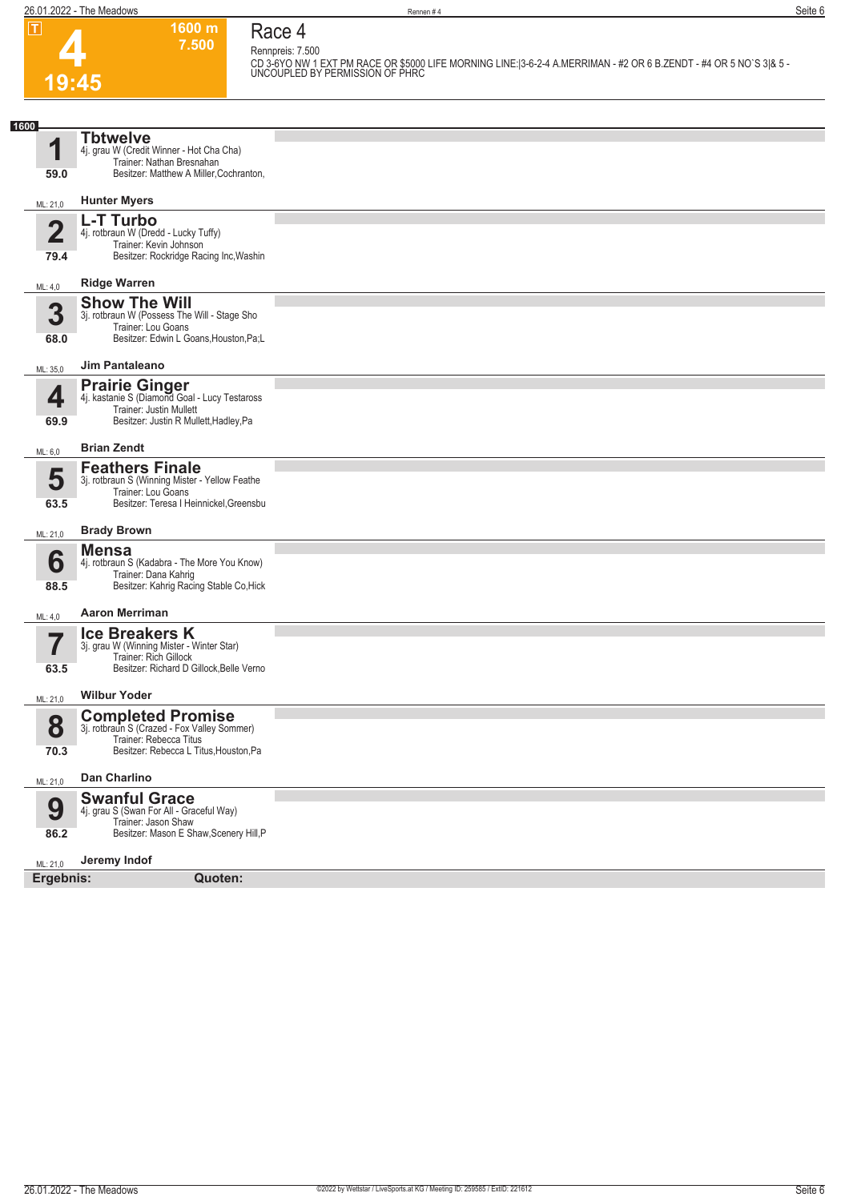# Race 4

**4** — 19:45 — 1600 m — 7.500

Rennpreis: 7.500

CD 3-6YO NW 1 EXT PM RACE OR $5000 LIFE MORNING LINE:|3-6-2-4 A.MERRIMAN - #2 OR 6 B.ZENDT - #4 OR 5 NO`S 3|& 5 - UNCOUPLED BY PERMISSION OF PHRC

**1600**

| Nr. | Pferd | ML |
|---|---|---|
| **1** (59.0) | **Tbtwelve**<br>4j. grau W (Credit Winner - Hot Cha Cha)<br>Trainer: Nathan Bresnahan<br>Besitzer: Matthew A Miller,Cochranton,<br>**Hunter Myers** | ML: 21,0 |
| **2** (79.4) | **L-T Turbo**<br>4j. rotbraun W (Dredd - Lucky Tuffy)<br>Trainer: Kevin Johnson<br>Besitzer: Rockridge Racing Inc,Washin<br>**Ridge Warren** | ML: 4,0 |
| **3** (68.0) | **Show The Will**<br>3j. rotbraun W (Possess The Will - Stage Sho<br>Trainer: Lou Goans<br>Besitzer: Edwin L Goans,Houston,Pa;L<br>**Jim Pantaleano** | ML: 35,0 |
| **4** (69.9) | **Prairie Ginger**<br>4j. kastanie S (Diamond Goal - Lucy Testaross<br>Trainer: Justin Mullett<br>Besitzer: Justin R Mullett,Hadley,Pa<br>**Brian Zendt** | ML: 6,0 |
| **5** (63.5) | **Feathers Finale**<br>3j. rotbraun S (Winning Mister - Yellow Feathe<br>Trainer: Lou Goans<br>Besitzer: Teresa I Heinnickel,Greensbu<br>**Brady Brown** | ML: 21,0 |
| **6** (88.5) | **Mensa**<br>4j. rotbraun S (Kadabra - The More You Know)<br>Trainer: Dana Kahrig<br>Besitzer: Kahrig Racing Stable Co,Hick<br>**Aaron Merriman** | ML: 4,0 |
| **7** (63.5) | **Ice Breakers K**<br>3j. grau W (Winning Mister - Winter Star)<br>Trainer: Rich Gillock<br>Besitzer: Richard D Gillock,Belle Verno<br>**Wilbur Yoder** | ML: 21,0 |
| **8** (70.3) | **Completed Promise**<br>3j. rotbraun S (Crazed - Fox Valley Sommer)<br>Trainer: Rebecca Titus<br>Besitzer: Rebecca L Titus,Houston,Pa<br>**Dan Charlino** | ML: 21,0 |
| **9** (86.2) | **Swanful Grace**<br>4j. grau S (Swan For All - Graceful Way)<br>Trainer: Jason Shaw<br>Besitzer: Mason E Shaw,Scenery Hill,P<br>**Jeremy Indof** | ML: 21,0 |

**Ergebnis:** **Quoten:**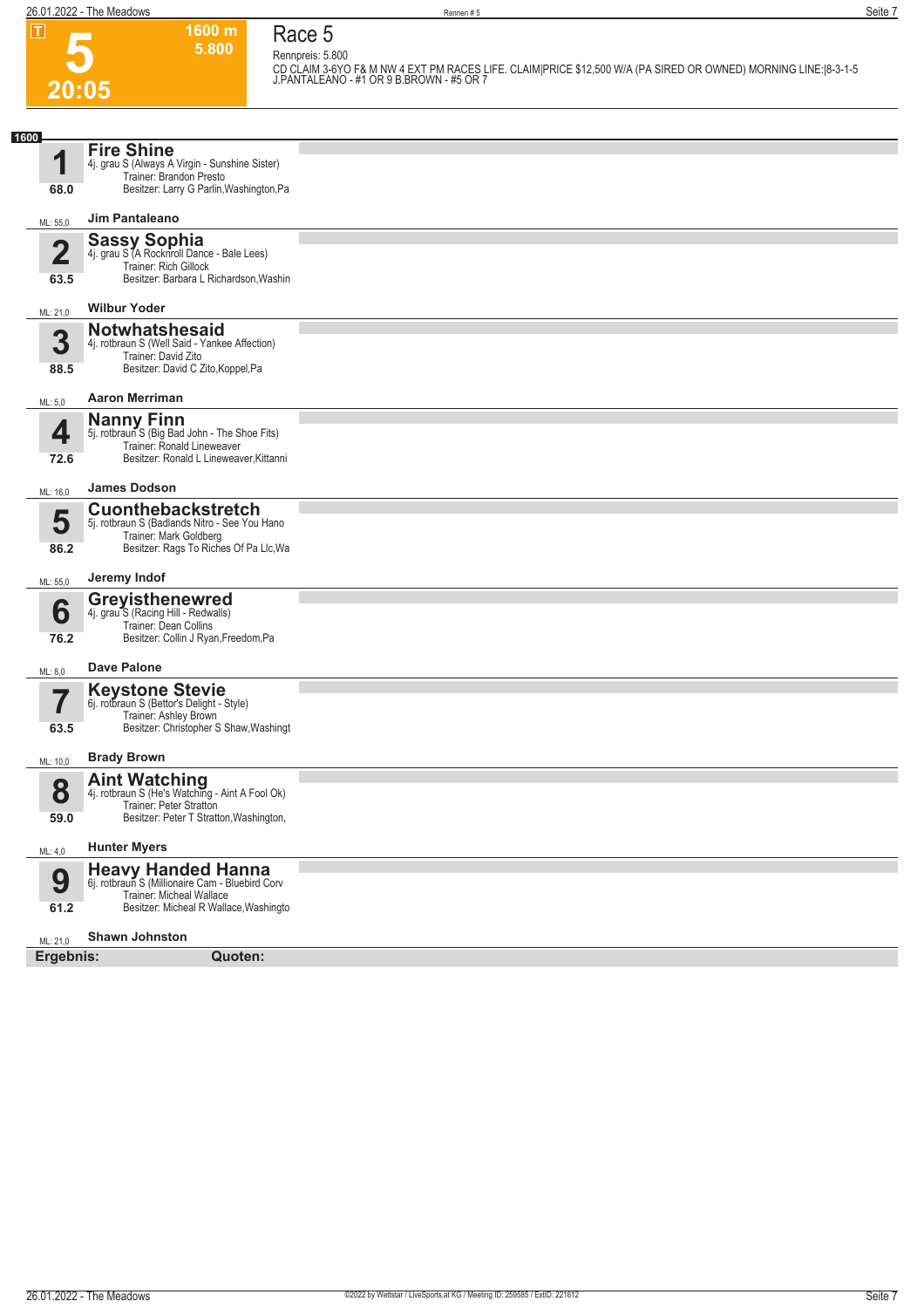# Race 5

**5** — 20:05 — 1600 m — 5.800

Rennpreis: 5.800

CD CLAIM 3-6YO F& M NW 4 EXT PM RACES LIFE. CLAIM|PRICE $12,500 W/A (PA SIRED OR OWNED) MORNING LINE:|8-3-1-5 J.PANTALEANO - #1 OR 9 B.BROWN - #5 OR 7

**1600**

| Nr. | Pferd | Details |
|---|---|---|
| 1 (68.0) | **Fire Shine** | 4j. grau S (Always A Virgin - Sunshine Sister)<br>Trainer: Brandon Presto<br>Besitzer: Larry G Parlin,Washington,Pa |
| ML: 55,0 | **Jim Pantaleano** | |
| 2 (63.5) | **Sassy Sophia** | 4j. grau S (A Rocknroll Dance - Bale Lees)<br>Trainer: Rich Gillock<br>Besitzer: Barbara L Richardson,Washin |
| ML: 21,0 | **Wilbur Yoder** | |
| 3 (88.5) | **Notwhatshesaid** | 4j. rotbraun S (Well Said - Yankee Affection)<br>Trainer: David Zito<br>Besitzer: David C Zito,Koppel,Pa |
| ML: 5,0 | **Aaron Merriman** | |
| 4 (72.6) | **Nanny Finn** | 5j. rotbraun S (Big Bad John - The Shoe Fits)<br>Trainer: Ronald Lineweaver<br>Besitzer: Ronald L Lineweaver,Kittanni |
| ML: 16,0 | **James Dodson** | |
| 5 (86.2) | **Cuonthebackstretch** | 5j. rotbraun S (Badlands Nitro - See You Hano<br>Trainer: Mark Goldberg<br>Besitzer: Rags To Riches Of Pa Llc,Wa |
| ML: 55,0 | **Jeremy Indof** | |
| 6 (76.2) | **Greyisthenewred** | 4j. grau S (Racing Hill - Redwalls)<br>Trainer: Dean Collins<br>Besitzer: Collin J Ryan,Freedom,Pa |
| ML: 8,0 | **Dave Palone** | |
| 7 (63.5) | **Keystone Stevie** | 6j. rotbraun S (Bettor's Delight - Style)<br>Trainer: Ashley Brown<br>Besitzer: Christopher S Shaw,Washingt |
| ML: 10,0 | **Brady Brown** | |
| 8 (59.0) | **Aint Watching** | 4j. rotbraun S (He's Watching - Aint A Fool Ok)<br>Trainer: Peter Stratton<br>Besitzer: Peter T Stratton,Washington, |
| ML: 4,0 | **Hunter Myers** | |
| 9 (61.2) | **Heavy Handed Hanna** | 6j. rotbraun S (Millionaire Cam - Bluebird Corv<br>Trainer: Micheal Wallace<br>Besitzer: Micheal R Wallace,Washingto |
| ML: 21,0 | **Shawn Johnston** | |

**Ergebnis:** **Quoten:**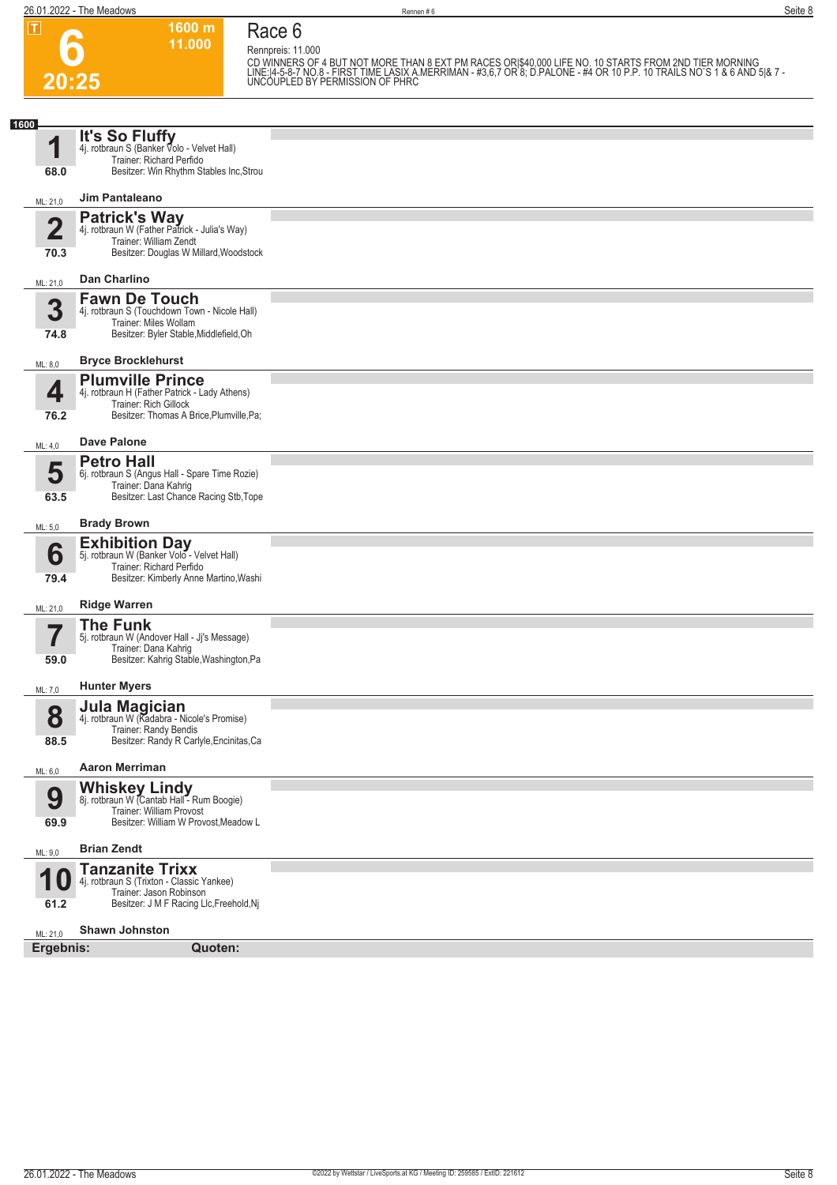# 6

**20:25**

1600 m
11.000

## Race 6

Rennpreis: 11.000

CD WINNERS OF 4 BUT NOT MORE THAN 8 EXT PM RACES OR|$40,000 LIFE NO. 10 STARTS FROM 2ND TIER MORNING LINE:|4-5-8-7 NO.8 - FIRST TIME LASIX A.MERRIMAN - #3,6,7 OR 8; D.PALONE - #4 OR 10 P.P. 10 TRAILS NO`S 1 & 6 AND 5|& 7 - UNCOUPLED BY PERMISSION OF PHRC

**1600**

**1** **It's So Fluffy**
4j. rotbraun S (Banker Volo - Velvet Hall)
Trainer: Richard Perfido
Besitzer: Win Rhythm Stables Inc,Strou
68.0
ML: 21,0 **Jim Pantaleano**

**2** **Patrick's Way**
4j. rotbraun W (Father Patrick - Julia's Way)
Trainer: William Zendt
Besitzer: Douglas W Millard,Woodstock
70.3
ML: 21,0 **Dan Charlino**

**3** **Fawn De Touch**
4j. rotbraun S (Touchdown Town - Nicole Hall)
Trainer: Miles Wollam
Besitzer: Byler Stable,Middlefield,Oh
74.8
ML: 8,0 **Bryce Brocklehurst**

**4** **Plumville Prince**
4j. rotbraun H (Father Patrick - Lady Athens)
Trainer: Rich Gillock
Besitzer: Thomas A Brice,Plumville,Pa;
76.2
ML: 4,0 **Dave Palone**

**5** **Petro Hall**
6j. rotbraun S (Angus Hall - Spare Time Rozie)
Trainer: Dana Kahrig
Besitzer: Last Chance Racing Stb,Tope
63.5
ML: 5,0 **Brady Brown**

**6** **Exhibition Day**
5j. rotbraun W (Banker Volo - Velvet Hall)
Trainer: Richard Perfido
Besitzer: Kimberly Anne Martino,Washi
79.4
ML: 21,0 **Ridge Warren**

**7** **The Funk**
5j. rotbraun W (Andover Hall - Jj's Message)
Trainer: Dana Kahrig
Besitzer: Kahrig Stable,Washington,Pa
59.0
ML: 7,0 **Hunter Myers**

**8** **Jula Magician**
4j. rotbraun W (Kadabra - Nicole's Promise)
Trainer: Randy Bendis
Besitzer: Randy R Carlyle,Encinitas,Ca
88.5
ML: 6,0 **Aaron Merriman**

**9** **Whiskey Lindy**
8j. rotbraun W (Cantab Hall - Rum Boogie)
Trainer: William Provost
Besitzer: William W Provost,Meadow L
69.9
ML: 9,0 **Brian Zendt**

**10** **Tanzanite Trixx**
4j. rotbraun S (Trixton - Classic Yankee)
Trainer: Jason Robinson
Besitzer: J M F Racing Llc,Freehold,Nj
61.2
ML: 21,0 **Shawn Johnston**

**Ergebnis:** **Quoten:**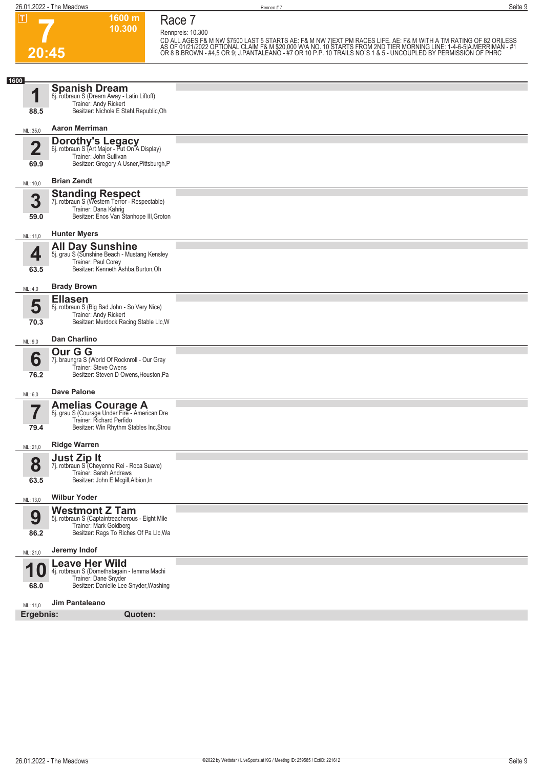T

# 7

1600 m
10.300

20:45

## Race 7

Rennpreis: 10.300

CD ALL AGES F& M NW $7500 LAST 5 STARTS AE: F& M NW 7|EXT PM RACES LIFE. AE: F& M WITH A TM RATING OF 82 OR|LESS AS OF 01/21/2022 OPTIONAL CLAIM F& M $20,000 W/A NO. 10 STARTS FROM 2ND TIER MORNING LINE: 1-4-6-5|A.MERRIMAN - #1 OR 8 B.BROWN - #4,5 OR 9; J.PANTALEANO - #7 OR 10 P.P. 10 TRAILS NO`S 1 & 5 - UNCOUPLED BY PERMISSION OF PHRC

**1600**

**1** **Spanish Dream**
8j. rotbraun S (Dream Away - Latin Liftoff)
Trainer: Andy Rickert
Besitzer: Nichole E Stahl,Republic,Oh
88.5
ML: 35,0 **Aaron Merriman**

**2** **Dorothy's Legacy**
6j. rotbraun S (Art Major - Put On A Display)
Trainer: John Sullivan
Besitzer: Gregory A Usner,Pittsburgh,P
69.9
ML: 10,0 **Brian Zendt**

**3** **Standing Respect**
7j. rotbraun S (Western Terror - Respectable)
Trainer: Dana Kahrig
Besitzer: Enos Van Stanhope III,Groton
59.0
ML: 11,0 **Hunter Myers**

**4** **All Day Sunshine**
5j. grau S (Sunshine Beach - Mustang Kensley
Trainer: Paul Corey
Besitzer: Kenneth Ashba,Burton,Oh
63.5
ML: 4,0 **Brady Brown**

**5** **Ellasen**
8j. rotbraun S (Big Bad John - So Very Nice)
Trainer: Andy Rickert
Besitzer: Murdock Racing Stable Llc,W
70.3
ML: 9,0 **Dan Charlino**

**6** **Our G G**
7j. braungra S (World Of Rocknroll - Our Gray
Trainer: Steve Owens
Besitzer: Steven D Owens,Houston,Pa
76.2
ML: 6,0 **Dave Palone**

**7** **Amelias Courage A**
8j. grau S (Courage Under Fire - American Dre
Trainer: Richard Perfido
Besitzer: Win Rhythm Stables Inc,Strou
79.4
ML: 21,0 **Ridge Warren**

**8** **Just Zip It**
7j. rotbraun S (Cheyenne Rei - Roca Suave)
Trainer: Sarah Andrews
Besitzer: John E Mcgill,Albion,In
63.5
ML: 13,0 **Wilbur Yoder**

**9** **Westmont Z Tam**
5j. rotbraun S (Captaintreacherous - Eight Mile
Trainer: Mark Goldberg
Besitzer: Rags To Riches Of Pa Llc,Wa
86.2
ML: 21,0 **Jeremy Indof**

**10** **Leave Her Wild**
4j. rotbraun S (Domethatagain - Iemma Machi
Trainer: Dane Snyder
Besitzer: Danielle Lee Snyder,Washing
68.0
ML: 11,0 **Jim Pantaleano**

**Ergebnis:** **Quoten:**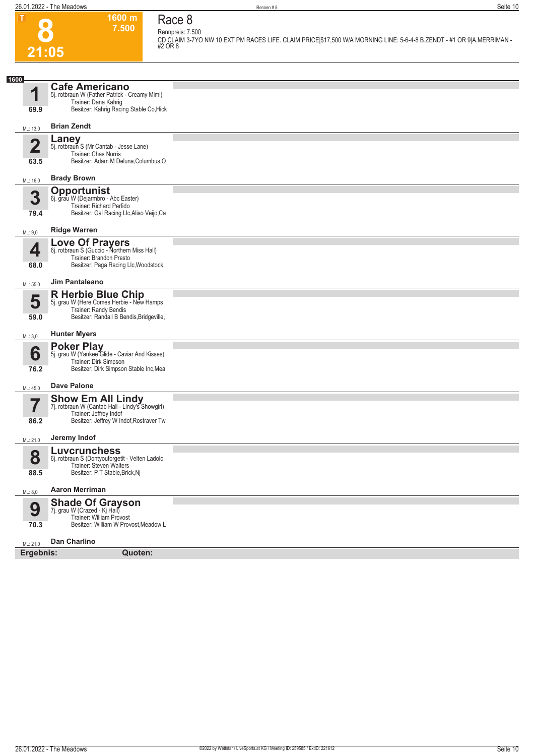# 8

**21:05**

**1600 m**
**7.500**

## Race 8

Rennpreis: 7.500

CD CLAIM 3-7YO NW 10 EXT PM RACES LIFE. CLAIM PRICE|$17,500 W/A MORNING LINE: 5-6-4-8 B.ZENDT - #1 OR 9|A.MERRIMAN - #2 OR 8

**1600**

### 1 Cafe Americano
5j. rotbraun W (Father Patrick - Creamy Mimi)
Trainer: Dana Kahrig
Besitzer: Kahrig Racing Stable Co,Hick
69.9
ML: 13,0
**Brian Zendt**

### 2 Laney
5j. rotbraun S (Mr Cantab - Jesse Lane)
Trainer: Chas Norris
Besitzer: Adam M Deluna,Columbus,O
63.5
ML: 16,0
**Brady Brown**

### 3 Opportunist
6j. grau W (Dejarmbro - Abc Easter)
Trainer: Richard Perfido
Besitzer: Gal Racing Llc,Aliso Veijo,Ca
79.4
ML: 9,0
**Ridge Warren**

### 4 Love Of Prayers
6j. rotbraun S (Guccio - Northern Miss Hall)
Trainer: Brandon Presto
Besitzer: Paga Racing Llc,Woodstock,
68.0
ML: 55,0
**Jim Pantaleano**

### 5 R Herbie Blue Chip
5j. grau W (Here Comes Herbie - New Hamps
Trainer: Randy Bendis
Besitzer: Randall B Bendis,Bridgeville,
59.0
ML: 3,0
**Hunter Myers**

### 6 Poker Play
5j. grau W (Yankee Glide - Caviar And Kisses)
Trainer: Dirk Simpson
Besitzer: Dirk Simpson Stable Inc,Mea
76.2
ML: 45,0
**Dave Palone**

### 7 Show Em All Lindy
7j. rotbraun W (Cantab Hall - Lindy's Showgirl)
Trainer: Jeffrey Indof
Besitzer: Jeffrey W Indof,Rostraver Tw
86.2
ML: 21,0
**Jeremy Indof**

### 8 Luvcrunchess
6j. rotbraun S (Dontyouforgetit - Velten Ladolc
Trainer: Steven Walters
Besitzer: P T Stable,Brick,Nj
88.5
ML: 8,0
**Aaron Merriman**

### 9 Shade Of Grayson
7j. grau W (Crazed - Kj Hall)
Trainer: William Provost
Besitzer: William W Provost,Meadow L
70.3
ML: 21,0
**Dan Charlino**

**Ergebnis:** **Quoten:**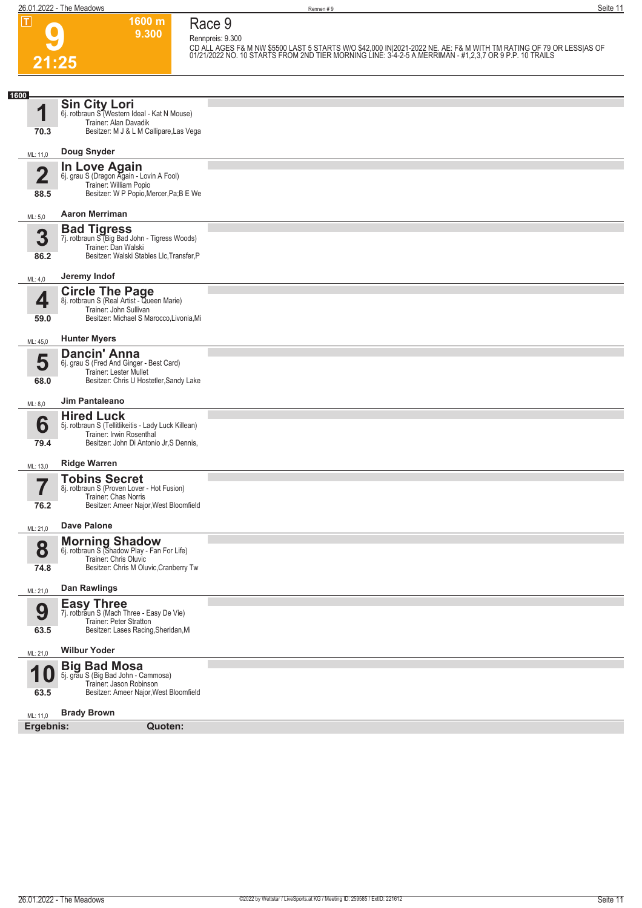# Race 9

**9** — 21:25 — 1600 m — 9.300

Rennpreis: 9.300

CD ALL AGES F& M NW $5500 LAST 5 STARTS W/O $42,000 IN|2021-2022 NE. AE: F& M WITH TM RATING OF 79 OR LESS|AS OF 01/21/2022 NO. 10 STARTS FROM 2ND TIER MORNING LINE: 3-4-2-5 A.MERRIMAN - #1,2,3,7 OR 9 P.P. 10 TRAILS

**1600**

| Nr. | Pferd | Details | Rating | ML | Fahrer |
|---|---|---|---|---|---|
| 1 | **Sin City Lori** | 6j. rotbraun S (Western Ideal - Kat N Mouse) Trainer: Alan Davadik Besitzer: M J & L M Callipare,Las Vega | 70.3 | 11,0 | Doug Snyder |
| 2 | **In Love Again** | 6j. grau S (Dragon Again - Lovin A Fool) Trainer: William Popio Besitzer: W P Popio,Mercer,Pa;B E We | 88.5 | 5,0 | Aaron Merriman |
| 3 | **Bad Tigress** | 7j. rotbraun S (Big Bad John - Tigress Woods) Trainer: Dan Walski Besitzer: Walski Stables Llc,Transfer,P | 86.2 | 4,0 | Jeremy Indof |
| 4 | **Circle The Page** | 8j. rotbraun S (Real Artist - Queen Marie) Trainer: John Sullivan Besitzer: Michael S Marocco,Livonia,Mi | 59.0 | 45,0 | Hunter Myers |
| 5 | **Dancin' Anna** | 6j. grau S (Fred And Ginger - Best Card) Trainer: Lester Mullet Besitzer: Chris U Hostetler,Sandy Lake | 68.0 | 8,0 | Jim Pantaleano |
| 6 | **Hired Luck** | 5j. rotbraun S (Tellitlikeitis - Lady Luck Killean) Trainer: Irwin Rosenthal Besitzer: John Di Antonio Jr,S Dennis, | 79.4 | 13,0 | Ridge Warren |
| 7 | **Tobins Secret** | 8j. rotbraun S (Proven Lover - Hot Fusion) Trainer: Chas Norris Besitzer: Ameer Najor,West Bloomfield | 76.2 | 21,0 | Dave Palone |
| 8 | **Morning Shadow** | 6j. rotbraun S (Shadow Play - Fan For Life) Trainer: Chris Oluvic Besitzer: Chris M Oluvic,Cranberry Tw | 74.8 | 21,0 | Dan Rawlings |
| 9 | **Easy Three** | 7j. rotbraun S (Mach Three - Easy De Vie) Trainer: Peter Stratton Besitzer: Lases Racing,Sheridan,Mi | 63.5 | 21,0 | Wilbur Yoder |
| 10 | **Big Bad Mosa** | 5j. grau S (Big Bad John - Cammosa) Trainer: Jason Robinson Besitzer: Ameer Najor,West Bloomfield | 63.5 | 11,0 | Brady Brown |

**Ergebnis:** **Quoten:**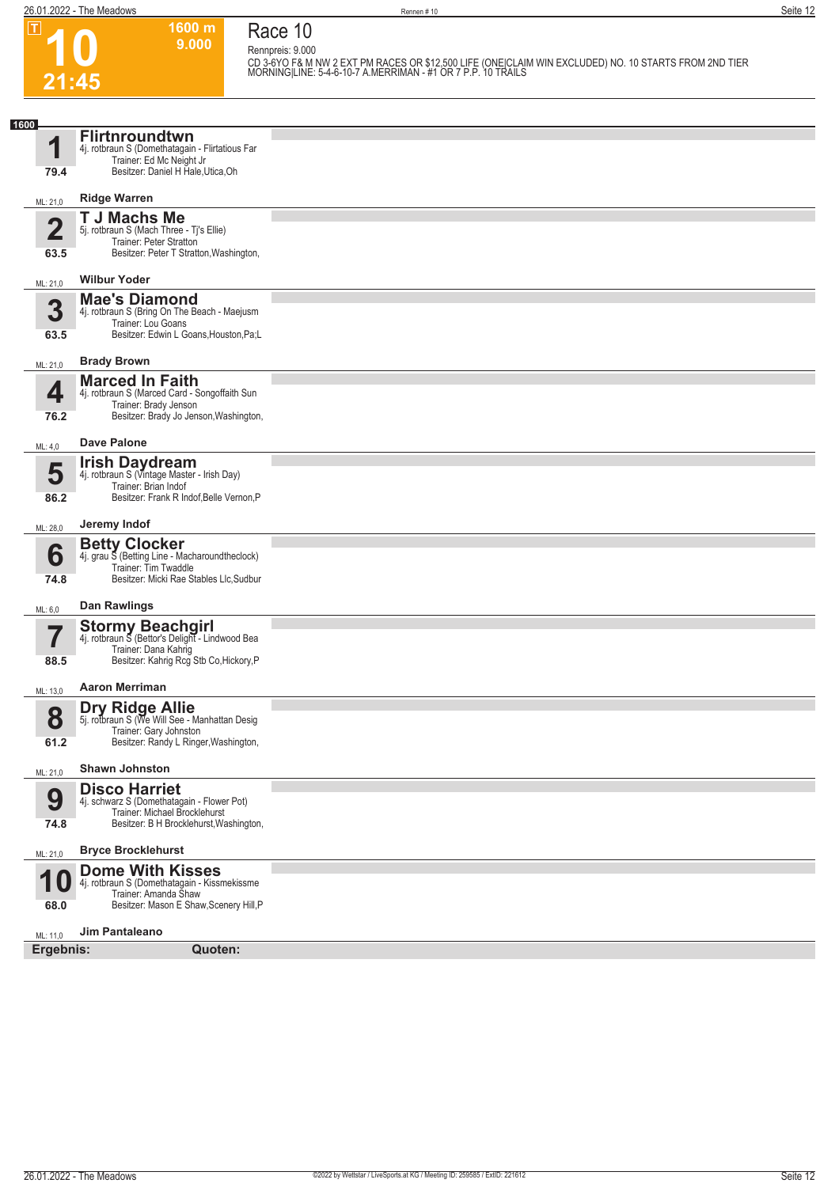# 10

**21:45**

1600 m
9.000

## Race 10

Rennpreis: 9.000

CD 3-6YO F& M NW 2 EXT PM RACES OR $12,500 LIFE (ONE|CLAIM WIN EXCLUDED) NO. 10 STARTS FROM 2ND TIER MORNING|LINE: 5-4-6-10-7 A.MERRIMAN - #1 OR 7 P.P. 10 TRAILS

**1600**

**1** **Flirtnroundtwn**
4j. rotbraun S (Domethatagain - Flirtatious Far
Trainer: Ed Mc Neight Jr
Besitzer: Daniel H Hale,Utica,Oh
79.4
ML: 21,0 **Ridge Warren**

**2** **T J Machs Me**
5j. rotbraun S (Mach Three - Tj's Ellie)
Trainer: Peter Stratton
Besitzer: Peter T Stratton,Washington,
63.5
ML: 21,0 **Wilbur Yoder**

**3** **Mae's Diamond**
4j. rotbraun S (Bring On The Beach - Maejusm
Trainer: Lou Goans
Besitzer: Edwin L Goans,Houston,Pa;L
63.5
ML: 21,0 **Brady Brown**

**4** **Marced In Faith**
4j. rotbraun S (Marced Card - Songoffaith Sun
Trainer: Brady Jenson
Besitzer: Brady Jo Jenson,Washington,
76.2
ML: 4,0 **Dave Palone**

**5** **Irish Daydream**
4j. rotbraun S (Vintage Master - Irish Day)
Trainer: Brian Indof
Besitzer: Frank R Indof,Belle Vernon,P
86.2
ML: 28,0 **Jeremy Indof**

**6** **Betty Clocker**
4j. grau S (Betting Line - Macharoundtheclock)
Trainer: Tim Twaddle
Besitzer: Micki Rae Stables Llc,Sudbur
74.8
ML: 6,0 **Dan Rawlings**

**7** **Stormy Beachgirl**
4j. rotbraun S (Bettor's Delight - Lindwood Bea
Trainer: Dana Kahrig
Besitzer: Kahrig Rcg Stb Co,Hickory,P
88.5
ML: 13,0 **Aaron Merriman**

**8** **Dry Ridge Allie**
5j. rotbraun S (We Will See - Manhattan Desig
Trainer: Gary Johnston
Besitzer: Randy L Ringer,Washington,
61.2
ML: 21,0 **Shawn Johnston**

**9** **Disco Harriet**
4j. schwarz S (Domethatagain - Flower Pot)
Trainer: Michael Brocklehurst
Besitzer: B H Brocklehurst,Washington,
74.8
ML: 21,0 **Bryce Brocklehurst**

**10** **Dome With Kisses**
4j. rotbraun S (Domethatagain - Kissmekissme
Trainer: Amanda Shaw
Besitzer: Mason E Shaw,Scenery Hill,P
68.0
ML: 11,0 **Jim Pantaleano**

**Ergebnis:** **Quoten:**